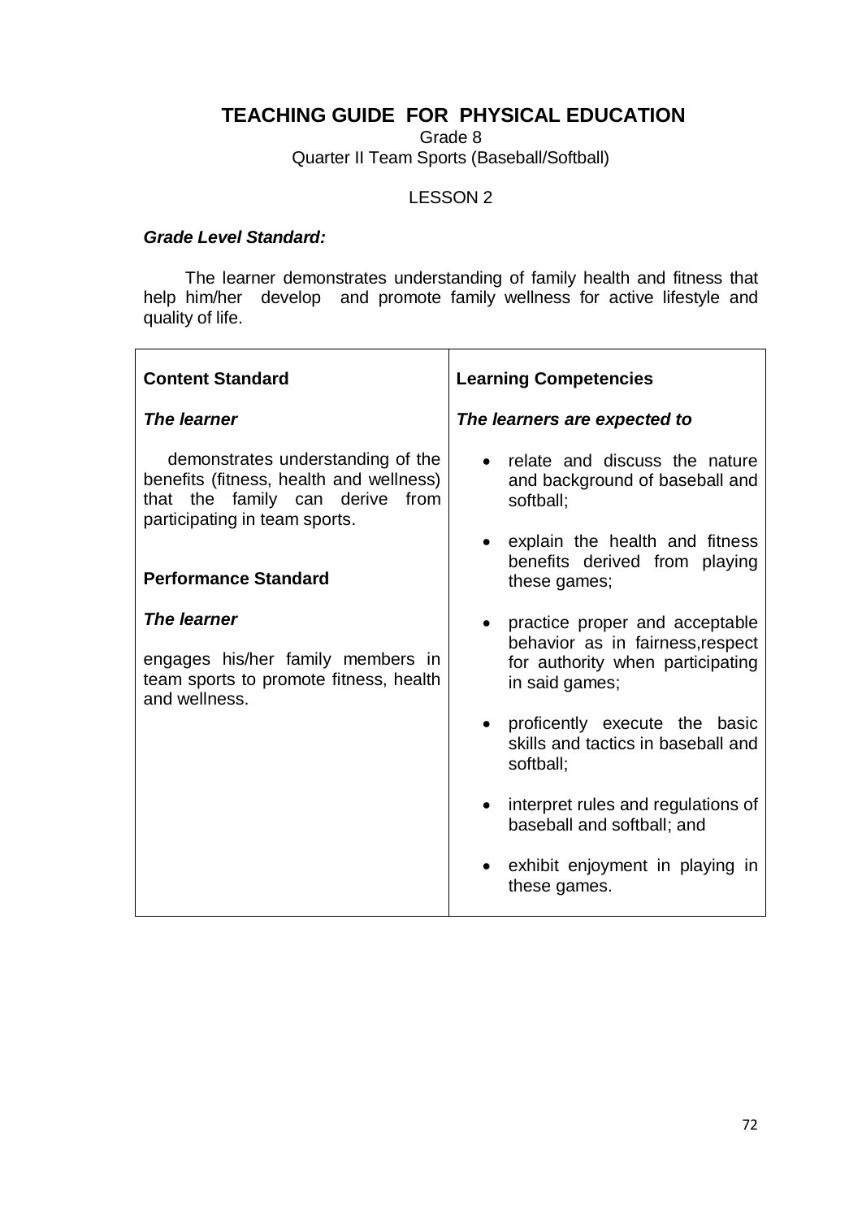# TEACHING GUIDE FOR PHYSICAL EDUCATION

Grade 8

Quarter II Team Sports (Baseball/Softball)

LESSON 2

***Grade Level Standard:***

The learner demonstrates understanding of family health and fitness that help him/her develop and promote family wellness for active lifestyle and quality of life.

| **Content Standard** | **Learning Competencies** |
|---|---|
| ***The learner*** <br><br> demonstrates understanding of the benefits (fitness, health and wellness) that the family can derive from participating in team sports. <br><br> **Performance Standard** <br><br> ***The learner*** <br><br> engages his/her family members in team sports to promote fitness, health and wellness. | ***The learners are expected to*** <br><br> • relate and discuss the nature and background of baseball and softball; <br><br> • explain the health and fitness benefits derived from playing these games; <br><br> • practice proper and acceptable behavior as in fairness,respect for authority when participating in said games; <br><br> • proficently execute the basic skills and tactics in baseball and softball; <br><br> • interpret rules and regulations of baseball and softball; and <br><br> • exhibit enjoyment in playing in these games. |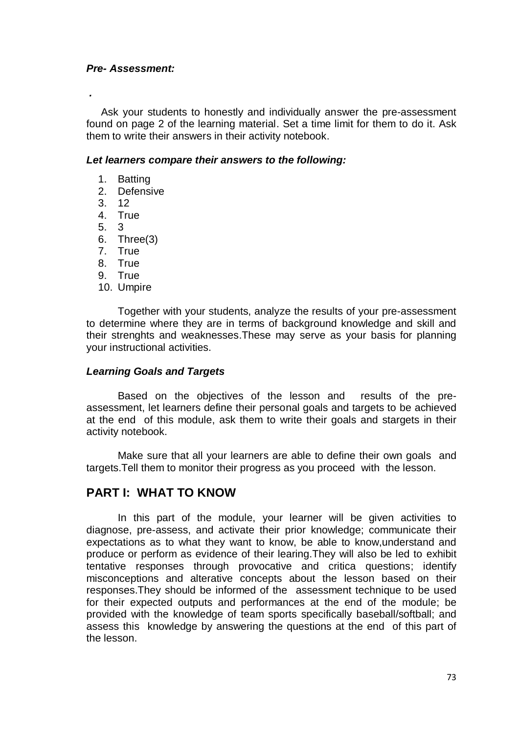***Pre- Assessment:***

*.*

Ask your students to honestly and individually answer the pre-assessment found on page 2 of the learning material. Set a time limit for them to do it. Ask them to write their answers in their activity notebook.

***Let learners compare their answers to the following:***

1. Batting
2. Defensive
3. 12
4. True
5. 3
6. Three(3)
7. True
8. True
9. True
10. Umpire

Together with your students, analyze the results of your pre-assessment to determine where they are in terms of background knowledge and skill and their strenghts and weaknesses.These may serve as your basis for planning your instructional activities.

***Learning Goals and Targets***

Based on the objectives of the lesson and results of the pre-assessment, let learners define their personal goals and targets to be achieved at the end of this module, ask them to write their goals and stargets in their activity notebook.

Make sure that all your learners are able to define their own goals and targets.Tell them to monitor their progress as you proceed with the lesson.

## PART I: WHAT TO KNOW

In this part of the module, your learner will be given activities to diagnose, pre-assess, and activate their prior knowledge; communicate their expectations as to what they want to know, be able to know,understand and produce or perform as evidence of their learing.They will also be led to exhibit tentative responses through provocative and critica questions; identify misconceptions and alterative concepts about the lesson based on their responses.They should be informed of the assessment technique to be used for their expected outputs and performances at the end of the module; be provided with the knowledge of team sports specifically baseball/softball; and assess this knowledge by answering the questions at the end of this part of the lesson.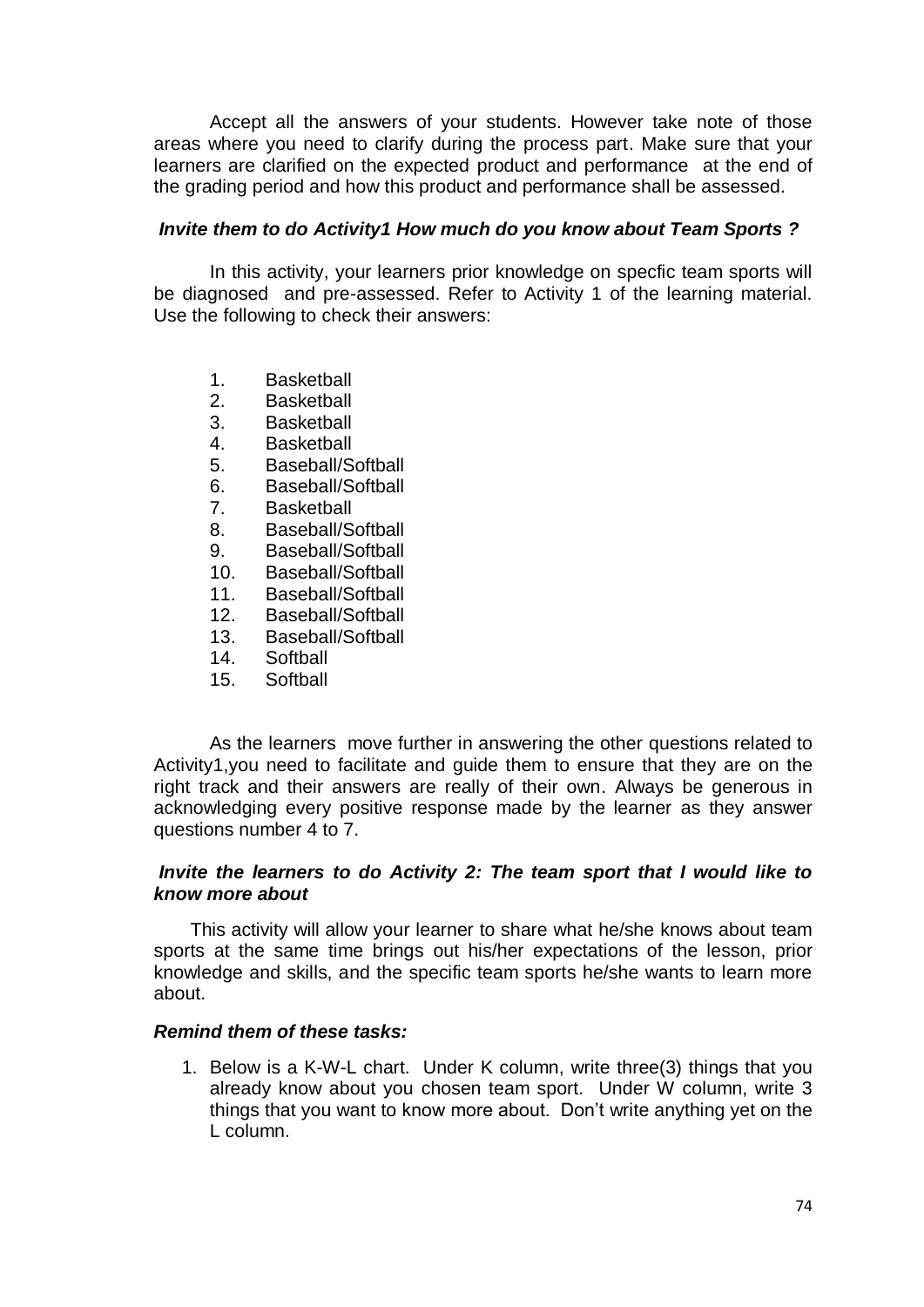Accept all the answers of your students. However take note of those areas where you need to clarify during the process part. Make sure that your learners are clarified on the expected product and performance at the end of the grading period and how this product and performance shall be assessed.

***Invite them to do Activity1 How much do you know about Team Sports ?***

In this activity, your learners prior knowledge on specfic team sports will be diagnosed and pre-assessed. Refer to Activity 1 of the learning material. Use the following to check their answers:

1. Basketball
2. Basketball
3. Basketball
4. Basketball
5. Baseball/Softball
6. Baseball/Softball
7. Basketball
8. Baseball/Softball
9. Baseball/Softball
10. Baseball/Softball
11. Baseball/Softball
12. Baseball/Softball
13. Baseball/Softball
14. Softball
15. Softball

As the learners move further in answering the other questions related to Activity1,you need to facilitate and guide them to ensure that they are on the right track and their answers are really of their own. Always be generous in acknowledging every positive response made by the learner as they answer questions number 4 to 7.

***Invite the learners to do Activity 2: The team sport that I would like to know more about***

This activity will allow your learner to share what he/she knows about team sports at the same time brings out his/her expectations of the lesson, prior knowledge and skills, and the specific team sports he/she wants to learn more about.

***Remind them of these tasks:***

1. Below is a K-W-L chart. Under K column, write three(3) things that you already know about you chosen team sport. Under W column, write 3 things that you want to know more about. Don't write anything yet on the L column.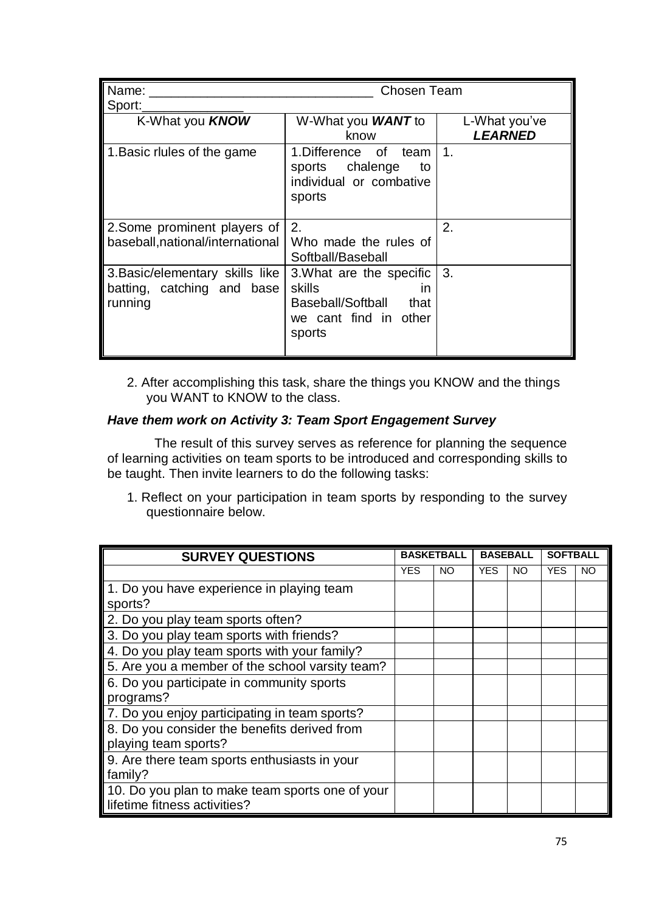| Name: _______________________________ Chosen Team Sport:_______________ | | |
|---|---|---|
| K-What you ***KNOW*** | W-What you ***WANT*** to know | L-What you've ***LEARNED*** |
| 1.Basic rlules of the game | 1.Difference of team sports chalenge to individual or combative sports | 1. |
| 2.Some prominent players of baseball,national/international | 2. Who made the rules of Softball/Baseball | 2. |
| 3.Basic/elementary skills like batting, catching and base running | 3.What are the specific skills in Baseball/Softball that we cant find in other sports | 3. |

2. After accomplishing this task, share the things you KNOW and the things you WANT to KNOW to the class.

***Have them work on Activity 3: Team Sport Engagement Survey***

The result of this survey serves as reference for planning the sequence of learning activities on team sports to be introduced and corresponding skills to be taught. Then invite learners to do the following tasks:

1. Reflect on your participation in team sports by responding to the survey questionnaire below.

| **SURVEY QUESTIONS** | **BASKETBALL** | | **BASEBALL** | | **SOFTBALL** | |
|---|---|---|---|---|---|---|
| | YES | NO | YES | NO | YES | NO |
| 1. Do you have experience in playing team sports? | | | | | | |
| 2. Do you play team sports often? | | | | | | |
| 3. Do you play team sports with friends? | | | | | | |
| 4. Do you play team sports with your family? | | | | | | |
| 5. Are you a member of the school varsity team? | | | | | | |
| 6. Do you participate in community sports programs? | | | | | | |
| 7. Do you enjoy participating in team sports? | | | | | | |
| 8. Do you consider the benefits derived from playing team sports? | | | | | | |
| 9. Are there team sports enthusiasts in your family? | | | | | | |
| 10. Do you plan to make team sports one of your lifetime fitness activities? | | | | | | |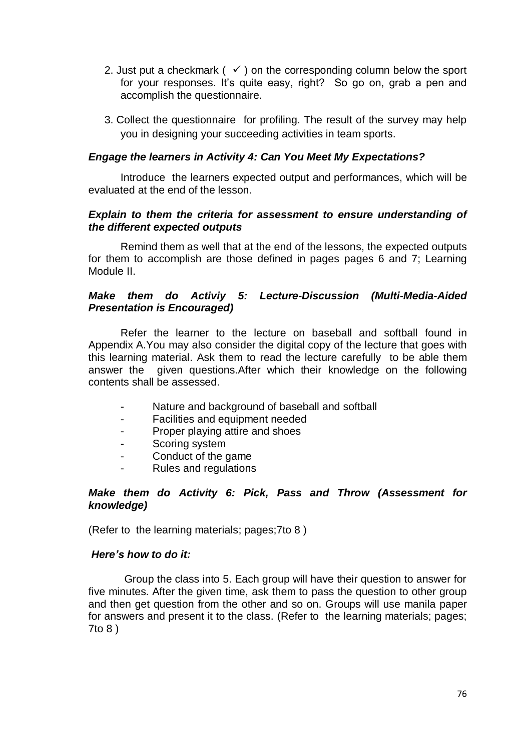2. Just put a checkmark ( ✓ ) on the corresponding column below the sport for your responses. It's quite easy, right? So go on, grab a pen and accomplish the questionnaire.

3. Collect the questionnaire for profiling. The result of the survey may help you in designing your succeeding activities in team sports.

***Engage the learners in Activity 4: Can You Meet My Expectations?***

Introduce the learners expected output and performances, which will be evaluated at the end of the lesson.

***Explain to them the criteria for assessment to ensure understanding of the different expected outputs***

Remind them as well that at the end of the lessons, the expected outputs for them to accomplish are those defined in pages pages 6 and 7; Learning Module II.

***Make them do Activiy 5: Lecture-Discussion (Multi-Media-Aided Presentation is Encouraged)***

Refer the learner to the lecture on baseball and softball found in Appendix A.You may also consider the digital copy of the lecture that goes with this learning material. Ask them to read the lecture carefully to be able them answer the given questions.After which their knowledge on the following contents shall be assessed.

- Nature and background of baseball and softball
- Facilities and equipment needed
- Proper playing attire and shoes
- Scoring system
- Conduct of the game
- Rules and regulations

***Make them do Activity 6: Pick, Pass and Throw (Assessment for knowledge)***

(Refer to the learning materials; pages;7to 8 )

***Here's how to do it:***

Group the class into 5. Each group will have their question to answer for five minutes. After the given time, ask them to pass the question to other group and then get question from the other and so on. Groups will use manila paper for answers and present it to the class. (Refer to the learning materials; pages; 7to 8 )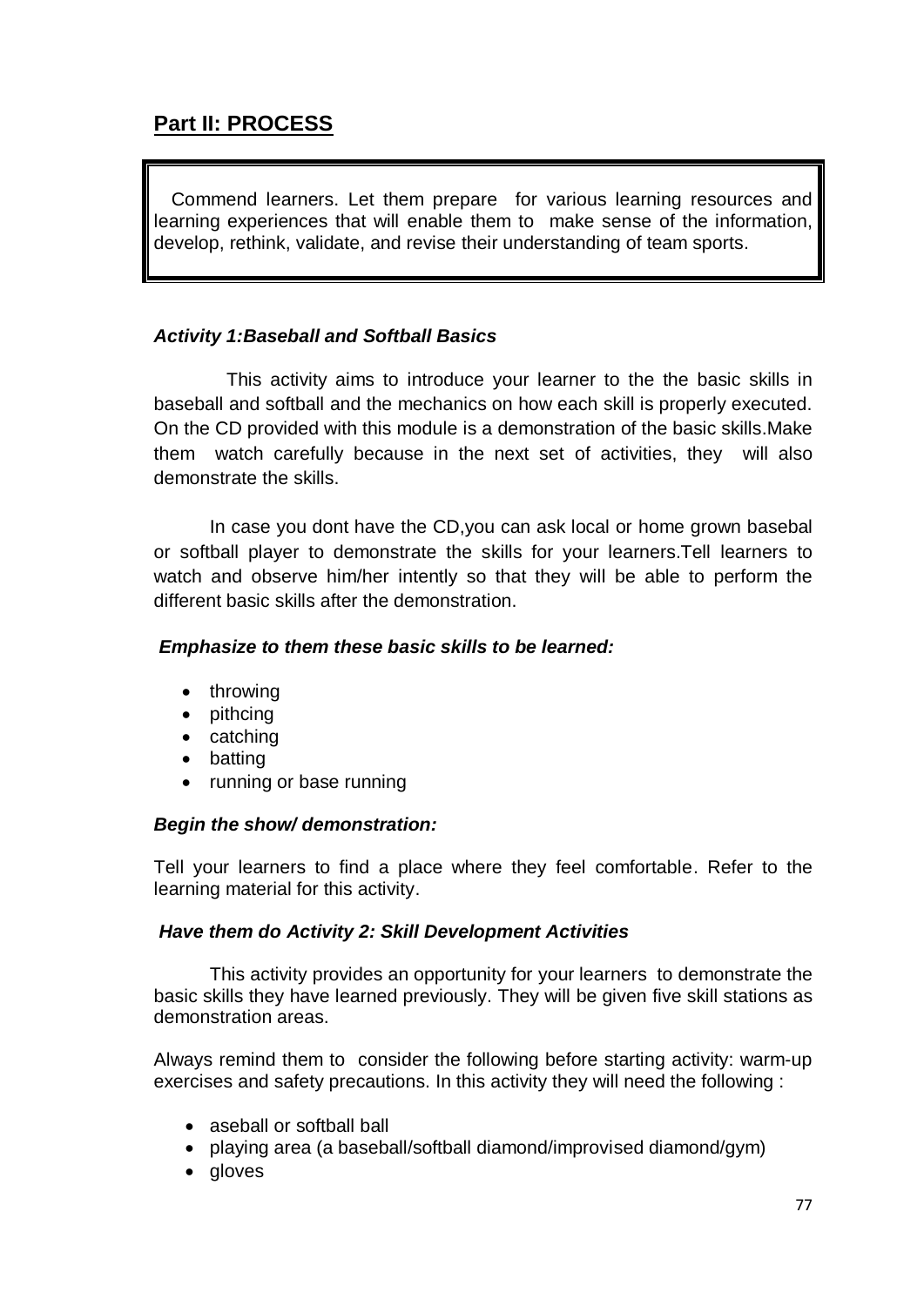## Part II: PROCESS

Commend learners. Let them prepare for various learning resources and learning experiences that will enable them to make sense of the information, develop, rethink, validate, and revise their understanding of team sports.

### *Activity 1:Baseball and Softball Basics*

This activity aims to introduce your learner to the the basic skills in baseball and softball and the mechanics on how each skill is properly executed. On the CD provided with this module is a demonstration of the basic skills.Make them watch carefully because in the next set of activities, they will also demonstrate the skills.

In case you dont have the CD,you can ask local or home grown basebal or softball player to demonstrate the skills for your learners.Tell learners to watch and observe him/her intently so that they will be able to perform the different basic skills after the demonstration.

***Emphasize to them these basic skills to be learned:***

- throwing
- pithcing
- catching
- batting
- running or base running

***Begin the show/ demonstration:***

Tell your learners to find a place where they feel comfortable. Refer to the learning material for this activity.

***Have them do Activity 2: Skill Development Activities***

This activity provides an opportunity for your learners to demonstrate the basic skills they have learned previously. They will be given five skill stations as demonstration areas.

Always remind them to consider the following before starting activity: warm-up exercises and safety precautions. In this activity they will need the following :

- aseball or softball ball
- playing area (a baseball/softball diamond/improvised diamond/gym)
- gloves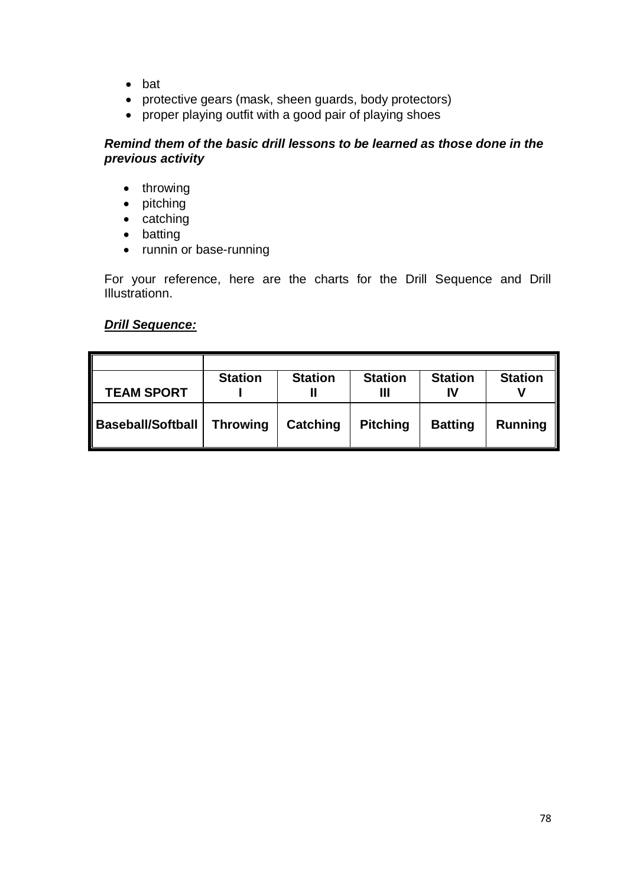- bat
- protective gears (mask, sheen guards, body protectors)
- proper playing outfit with a good pair of playing shoes

***Remind them of the basic drill lessons to be learned as those done in the previous activity***

- throwing
- pitching
- catching
- batting
- runnin or base-running

For your reference, here are the charts for the Drill Sequence and Drill Illustrationn.

***Drill Sequence:***

| TEAM SPORT | Station I | Station II | Station III | Station IV | Station V |
|---|---|---|---|---|---|
| **Baseball/Softball** | **Throwing** | **Catching** | **Pitching** | **Batting** | **Running** |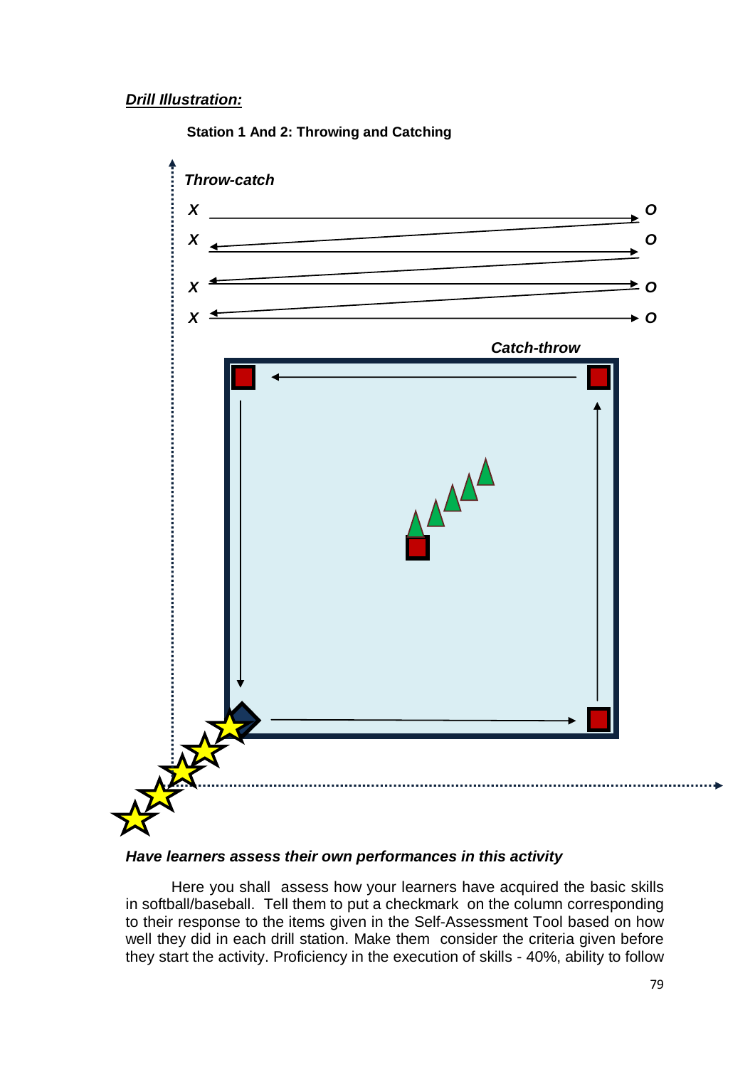***Drill Illustration:***

**Station 1 And 2: Throwing and Catching**

*Throw-catch*

*Catch-throw*

***Have learners assess their own performances in this activity***

Here you shall assess how your learners have acquired the basic skills in softball/baseball. Tell them to put a checkmark on the column corresponding to their response to the items given in the Self-Assessment Tool based on how well they did in each drill station. Make them consider the criteria given before they start the activity. Proficiency in the execution of skills - 40%, ability to follow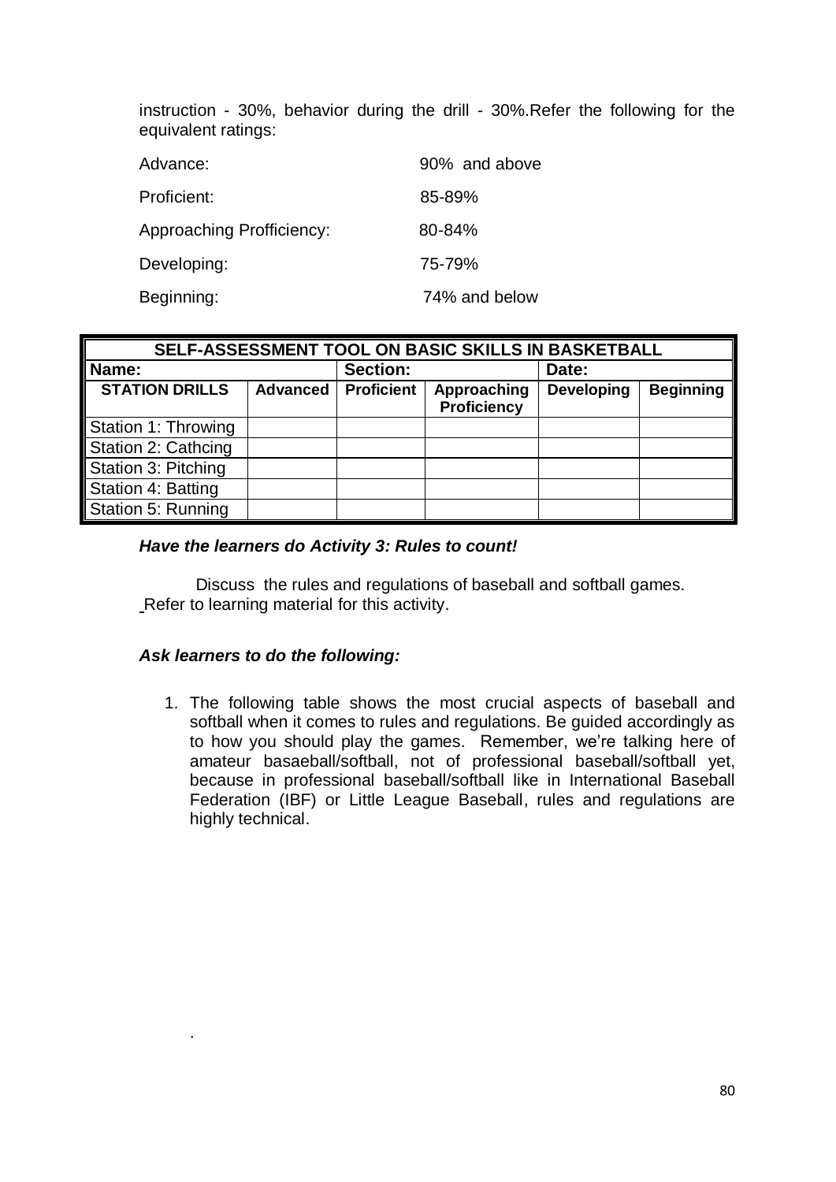instruction - 30%, behavior during the drill - 30%.Refer the following for the equivalent ratings:

Advance: 90% and above

Proficient: 85-89%

Approaching Profficiency: 80-84%

Developing: 75-79%

Beginning: 74% and below

| SELF-ASSESSMENT TOOL ON BASIC SKILLS IN BASKETBALL | | | | | |
|---|---|---|---|---|---|
| Name: | | Section: | | Date: | |
| STATION DRILLS | Advanced | Proficient | Approaching Proficiency | Developing | Beginning |
| Station 1: Throwing | | | | | |
| Station 2: Cathcing | | | | | |
| Station 3: Pitching | | | | | |
| Station 4: Batting | | | | | |
| Station 5: Running | | | | | |

***Have the learners do Activity 3: Rules to count!***

Discuss the rules and regulations of baseball and softball games. Refer to learning material for this activity.

***Ask learners to do the following:***

1. The following table shows the most crucial aspects of baseball and softball when it comes to rules and regulations. Be guided accordingly as to how you should play the games. Remember, we're talking here of amateur basaeball/softball, not of professional baseball/softball yet, because in professional baseball/softball like in International Baseball Federation (IBF) or Little League Baseball, rules and regulations are highly technical.

.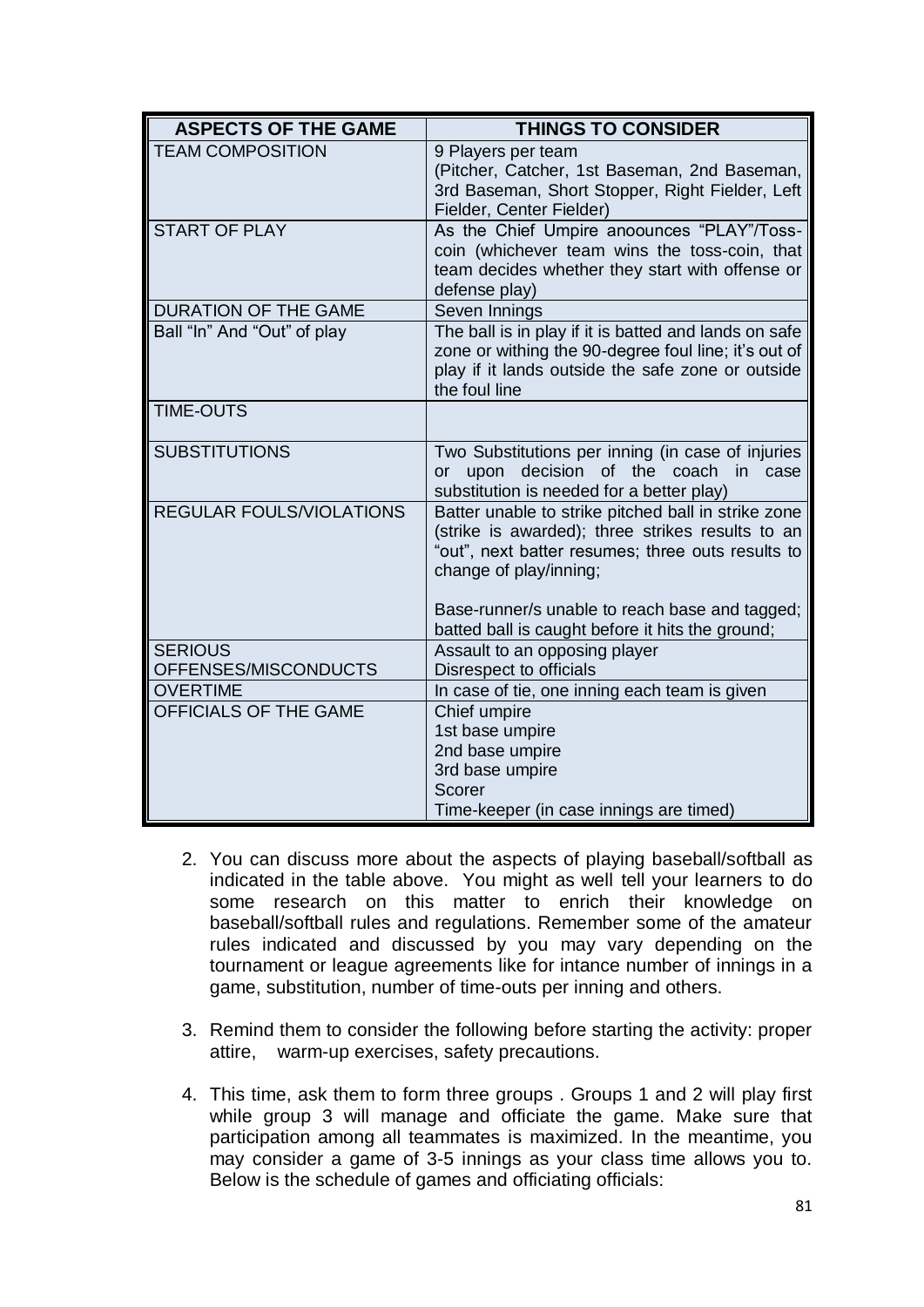| ASPECTS OF THE GAME | THINGS TO CONSIDER |
|---|---|
| TEAM COMPOSITION | 9 Players per team<br>(Pitcher, Catcher, 1st Baseman, 2nd Baseman, 3rd Baseman, Short Stopper, Right Fielder, Left Fielder, Center Fielder) |
| START OF PLAY | As the Chief Umpire anoounces "PLAY"/Toss-coin (whichever team wins the toss-coin, that team decides whether they start with offense or defense play) |
| DURATION OF THE GAME | Seven Innings |
| Ball "In" And "Out" of play | The ball is in play if it is batted and lands on safe zone or withing the 90-degree foul line; it's out of play if it lands outside the safe zone or outside the foul line |
| TIME-OUTS | |
| SUBSTITUTIONS | Two Substitutions per inning (in case of injuries or upon decision of the coach in case substitution is needed for a better play) |
| REGULAR FOULS/VIOLATIONS | Batter unable to strike pitched ball in strike zone (strike is awarded); three strikes results to an "out", next batter resumes; three outs results to change of play/inning;<br><br>Base-runner/s unable to reach base and tagged; batted ball is caught before it hits the ground; |
| SERIOUS OFFENSES/MISCONDUCTS | Assault to an opposing player<br>Disrespect to officials |
| OVERTIME | In case of tie, one inning each team is given |
| OFFICIALS OF THE GAME | Chief umpire<br>1st base umpire<br>2nd base umpire<br>3rd base umpire<br>Scorer<br>Time-keeper (in case innings are timed) |

2. You can discuss more about the aspects of playing baseball/softball as indicated in the table above. You might as well tell your learners to do some research on this matter to enrich their knowledge on baseball/softball rules and regulations. Remember some of the amateur rules indicated and discussed by you may vary depending on the tournament or league agreements like for intance number of innings in a game, substitution, number of time-outs per inning and others.

3. Remind them to consider the following before starting the activity: proper attire, warm-up exercises, safety precautions.

4. This time, ask them to form three groups . Groups 1 and 2 will play first while group 3 will manage and officiate the game. Make sure that participation among all teammates is maximized. In the meantime, you may consider a game of 3-5 innings as your class time allows you to. Below is the schedule of games and officiating officials: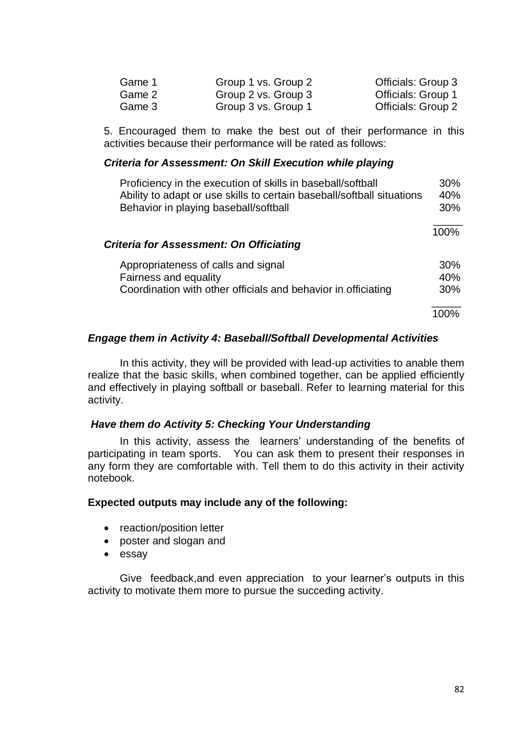| | | |
|---|---|---|
| Game 1 | Group 1 vs. Group 2 | Officials: Group 3 |
| Game 2 | Group 2 vs. Group 3 | Officials: Group 1 |
| Game 3 | Group 3 vs. Group 1 | Officials: Group 2 |

5. Encouraged them to make the best out of their performance in this activities because their performance will be rated as follows:

***Criteria for Assessment: On Skill Execution while playing***

| | |
|---|---|
| Proficiency in the execution of skills in baseball/softball | 30% |
| Ability to adapt or use skills to certain baseball/softball situations | 40% |
| Behavior in playing baseball/softball | 30% |
| | 100% |

***Criteria for Assessment: On Officiating***

| | |
|---|---|
| Appropriateness of calls and signal | 30% |
| Fairness and equality | 40% |
| Coordination with other officials and behavior in officiating | 30% |
| | 100% |

***Engage them in Activity 4: Baseball/Softball Developmental Activities***

In this activity, they will be provided with lead-up activities to anable them realize that the basic skills, when combined together, can be applied efficiently and effectively in playing softball or baseball. Refer to learning material for this activity.

***Have them do Activity 5: Checking Your Understanding***

In this activity, assess the learners' understanding of the benefits of participating in team sports. You can ask them to present their responses in any form they are comfortable with. Tell them to do this activity in their activity notebook.

**Expected outputs may include any of the following:**

- reaction/position letter
- poster and slogan and
- essay

Give feedback,and even appreciation to your learner's outputs in this activity to motivate them more to pursue the succeding activity.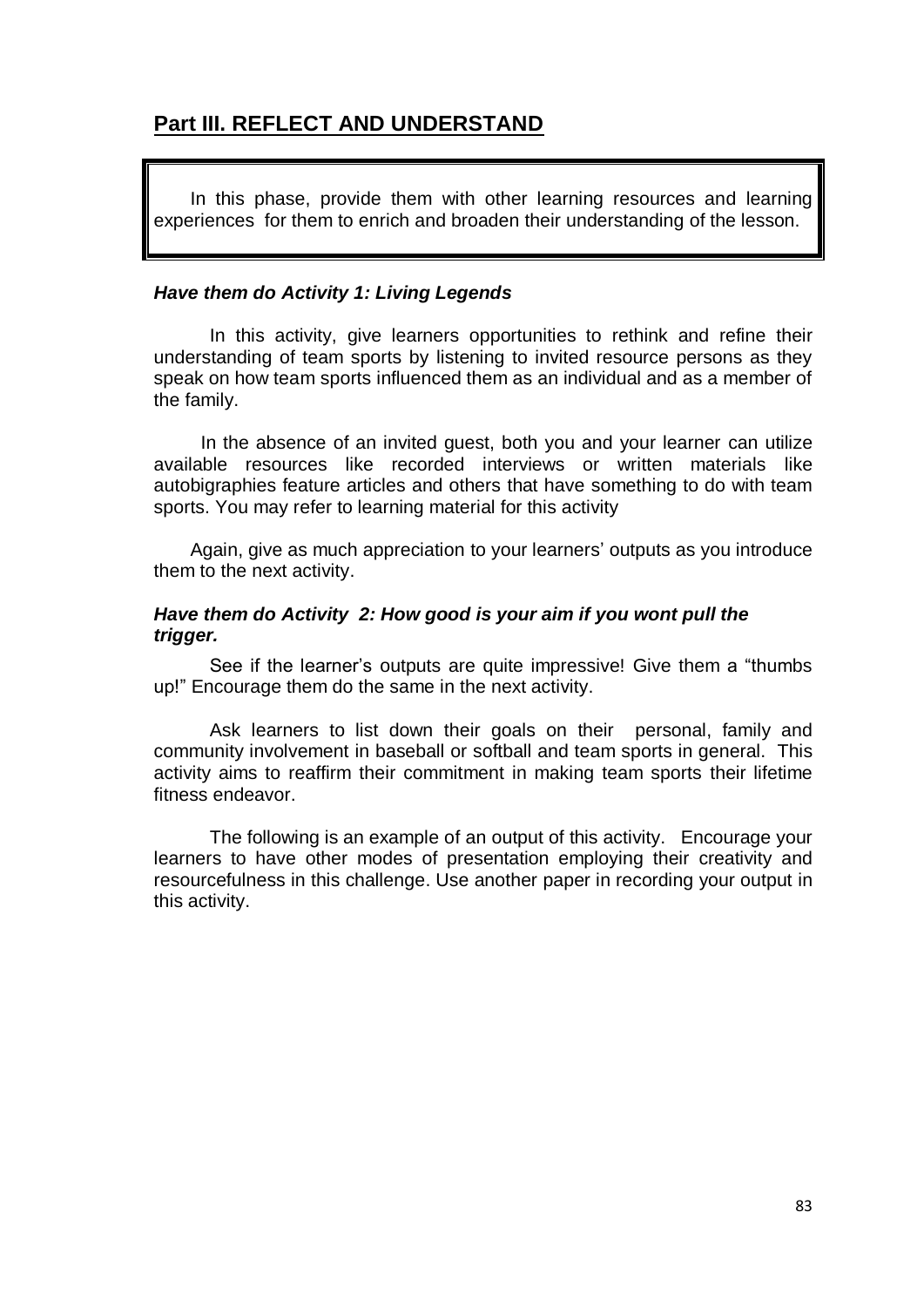## Part III. REFLECT AND UNDERSTAND

In this phase, provide them with other learning resources and learning experiences for them to enrich and broaden their understanding of the lesson.

***Have them do Activity 1: Living Legends***

In this activity, give learners opportunities to rethink and refine their understanding of team sports by listening to invited resource persons as they speak on how team sports influenced them as an individual and as a member of the family.

In the absence of an invited guest, both you and your learner can utilize available resources like recorded interviews or written materials like autobiographies feature articles and others that have something to do with team sports. You may refer to learning material for this activity

Again, give as much appreciation to your learners' outputs as you introduce them to the next activity.

***Have them do Activity 2: How good is your aim if you wont pull the trigger.***

See if the learner's outputs are quite impressive! Give them a "thumbs up!" Encourage them do the same in the next activity.

Ask learners to list down their goals on their personal, family and community involvement in baseball or softball and team sports in general. This activity aims to reaffirm their commitment in making team sports their lifetime fitness endeavor.

The following is an example of an output of this activity. Encourage your learners to have other modes of presentation employing their creativity and resourcefulness in this challenge. Use another paper in recording your output in this activity.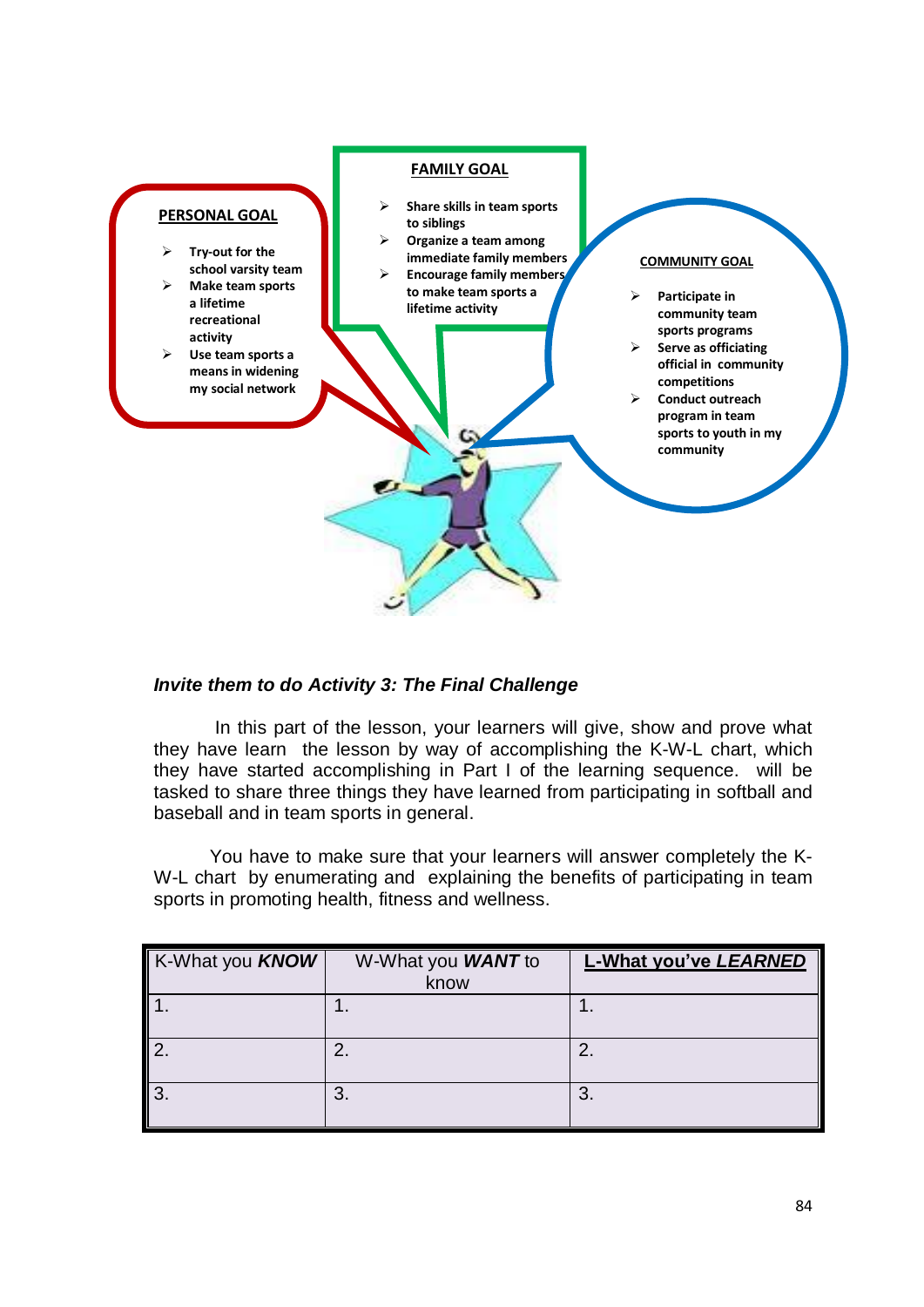**PERSONAL GOAL**

- Try-out for the school varsity team
- Make team sports a lifetime recreational activity
- Use team sports a means in widening my social network

**FAMILY GOAL**

- Share skills in team sports to siblings
- Organize a team among immediate family members
- Encourage family members to make team sports a lifetime activity

**COMMUNITY GOAL**

- Participate in community team sports programs
- Serve as officiating official in community competitions
- Conduct outreach program in team sports to youth in my community

***Invite them to do Activity 3: The Final Challenge***

In this part of the lesson, your learners will give, show and prove what they have learn the lesson by way of accomplishing the K-W-L chart, which they have started accomplishing in Part I of the learning sequence. will be tasked to share three things they have learned from participating in softball and baseball and in team sports in general.

You have to make sure that your learners will answer completely the K-W-L chart by enumerating and explaining the benefits of participating in team sports in promoting health, fitness and wellness.

| K-What you ***KNOW*** | W-What you ***WANT*** to know | **L-What you've *LEARNED*** |
|---|---|---|
| 1. | 1. | 1. |
| 2. | 2. | 2. |
| 3. | 3. | 3. |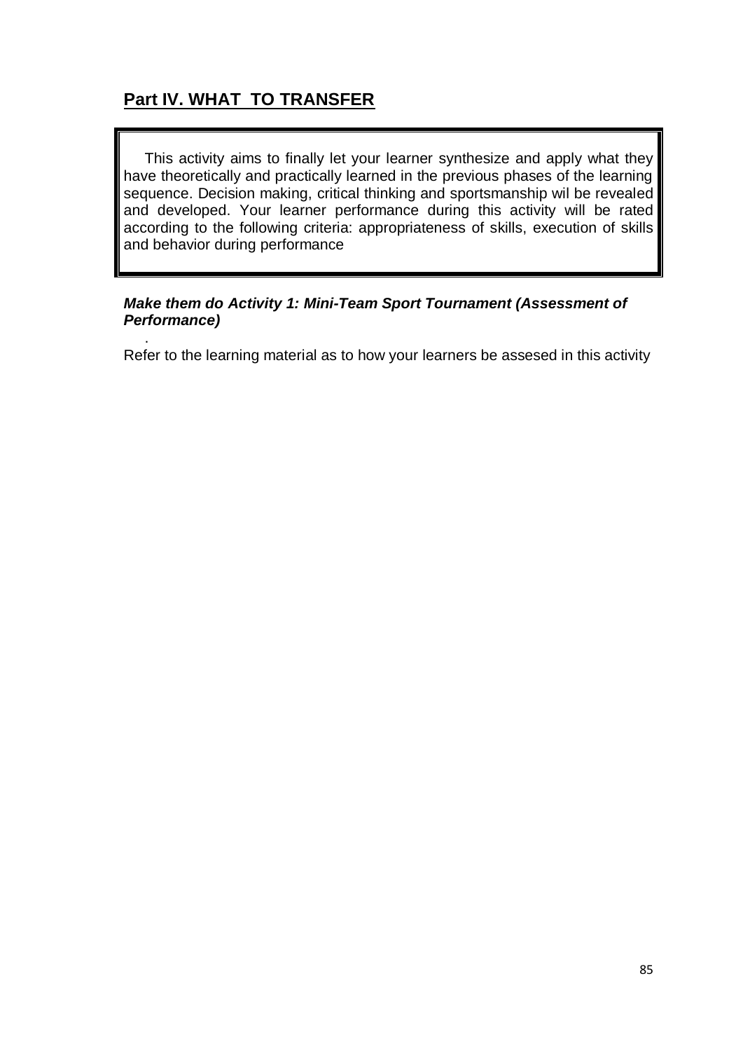## Part IV. WHAT TO TRANSFER

This activity aims to finally let your learner synthesize and apply what they have theoretically and practically learned in the previous phases of the learning sequence. Decision making, critical thinking and sportsmanship wil be revealed and developed. Your learner performance during this activity will be rated according to the following criteria: appropriateness of skills, execution of skills and behavior during performance

***Make them do Activity 1: Mini-Team Sport Tournament (Assessment of Performance)***

.

Refer to the learning material as to how your learners be assesed in this activity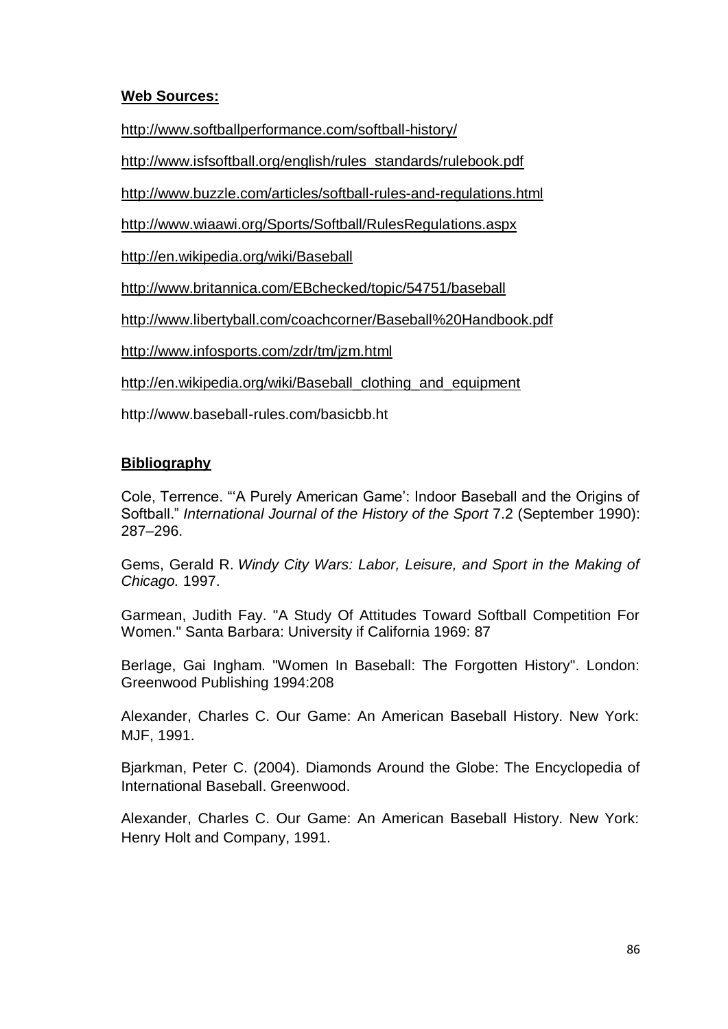**Web Sources:**

http://www.softballperformance.com/softball-history/

http://www.isfsoftball.org/english/rules_standards/rulebook.pdf

http://www.buzzle.com/articles/softball-rules-and-regulations.html

http://www.wiaawi.org/Sports/Softball/RulesRegulations.aspx

http://en.wikipedia.org/wiki/Baseball

http://www.britannica.com/EBchecked/topic/54751/baseball

http://www.libertyball.com/coachcorner/Baseball%20Handbook.pdf

http://www.infosports.com/zdr/tm/jzm.html

http://en.wikipedia.org/wiki/Baseball_clothing_and_equipment

http://www.baseball-rules.com/basicbb.ht

**Bibliography**

Cole, Terrence. "'A Purely American Game': Indoor Baseball and the Origins of Softball." *International Journal of the History of the Sport* 7.2 (September 1990): 287–296.

Gems, Gerald R. *Windy City Wars: Labor, Leisure, and Sport in the Making of Chicago.* 1997.

Garmean, Judith Fay. "A Study Of Attitudes Toward Softball Competition For Women." Santa Barbara: University if California 1969: 87

Berlage, Gai Ingham. "Women In Baseball: The Forgotten History". London: Greenwood Publishing 1994:208

Alexander, Charles C. Our Game: An American Baseball History. New York: MJF, 1991.

Bjarkman, Peter C. (2004). Diamonds Around the Globe: The Encyclopedia of International Baseball. Greenwood.

Alexander, Charles C. Our Game: An American Baseball History. New York: Henry Holt and Company, 1991.